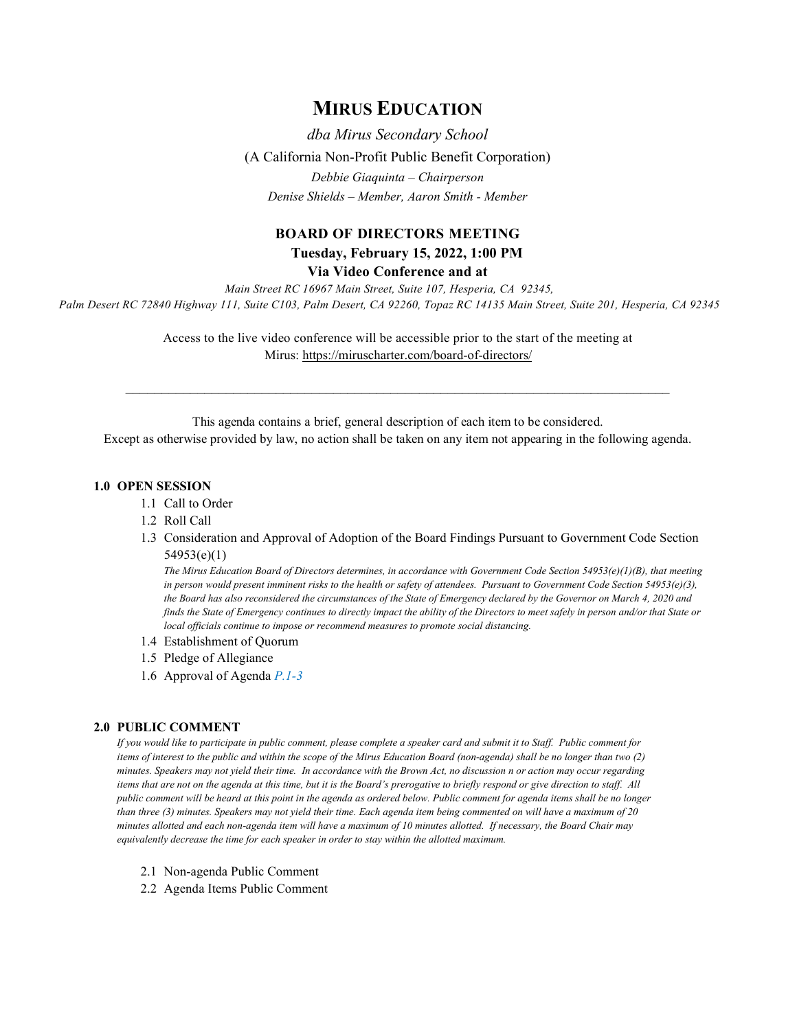# MIRUS EDUCATION

*dba Mirus Secondary School*

(A California Non-Profit Public Benefit Corporation)

*Debbie Giaquinta – Chairperson*

*Denise Shields – Member, Aaron Smith - Member*

## BOARD OF DIRECTORS MEETING

**Tuesday, February 15, 2022, 1:00 PM**

**Via Video Conference and at**

*Main Street RC 16967 Main Street, Suite 107, Hesperia, CA 92345, Palm Desert RC 72840 Highway 111, Suite C103, Palm Desert, CA 92260, Topaz RC 14135 Main Street, Suite 201, Hesperia, CA 92345*

Access to the live video conference will be accessible prior to the start of the meeting at Mirus: https://miruscharter.com/board-of-directors/

---

This agenda contains a brief, general description of each item to be considered.
Except as otherwise provided by law, no action shall be taken on any item not appearing in the following agenda.

### 1.0 OPEN SESSION

1.1 Call to Order

1.2 Roll Call

1.3 Consideration and Approval of Adoption of the Board Findings Pursuant to Government Code Section 54953(e)(1)

*The Mirus Education Board of Directors determines, in accordance with Government Code Section 54953(e)(1)(B), that meeting in person would present imminent risks to the health or safety of attendees. Pursuant to Government Code Section 54953(e)(3), the Board has also reconsidered the circumstances of the State of Emergency declared by the Governor on March 4, 2020 and finds the State of Emergency continues to directly impact the ability of the Directors to meet safely in person and/or that State or local officials continue to impose or recommend measures to promote social distancing.*

1.4 Establishment of Quorum

1.5 Pledge of Allegiance

1.6 Approval of Agenda *P.1-3*

### 2.0 PUBLIC COMMENT

*If you would like to participate in public comment, please complete a speaker card and submit it to Staff. Public comment for items of interest to the public and within the scope of the Mirus Education Board (non-agenda) shall be no longer than two (2) minutes. Speakers may not yield their time. In accordance with the Brown Act, no discussion n or action may occur regarding items that are not on the agenda at this time, but it is the Board's prerogative to briefly respond or give direction to staff. All public comment will be heard at this point in the agenda as ordered below. Public comment for agenda items shall be no longer than three (3) minutes. Speakers may not yield their time. Each agenda item being commented on will have a maximum of 20 minutes allotted and each non-agenda item will have a maximum of 10 minutes allotted. If necessary, the Board Chair may equivalently decrease the time for each speaker in order to stay within the allotted maximum.*

2.1 Non-agenda Public Comment

2.2 Agenda Items Public Comment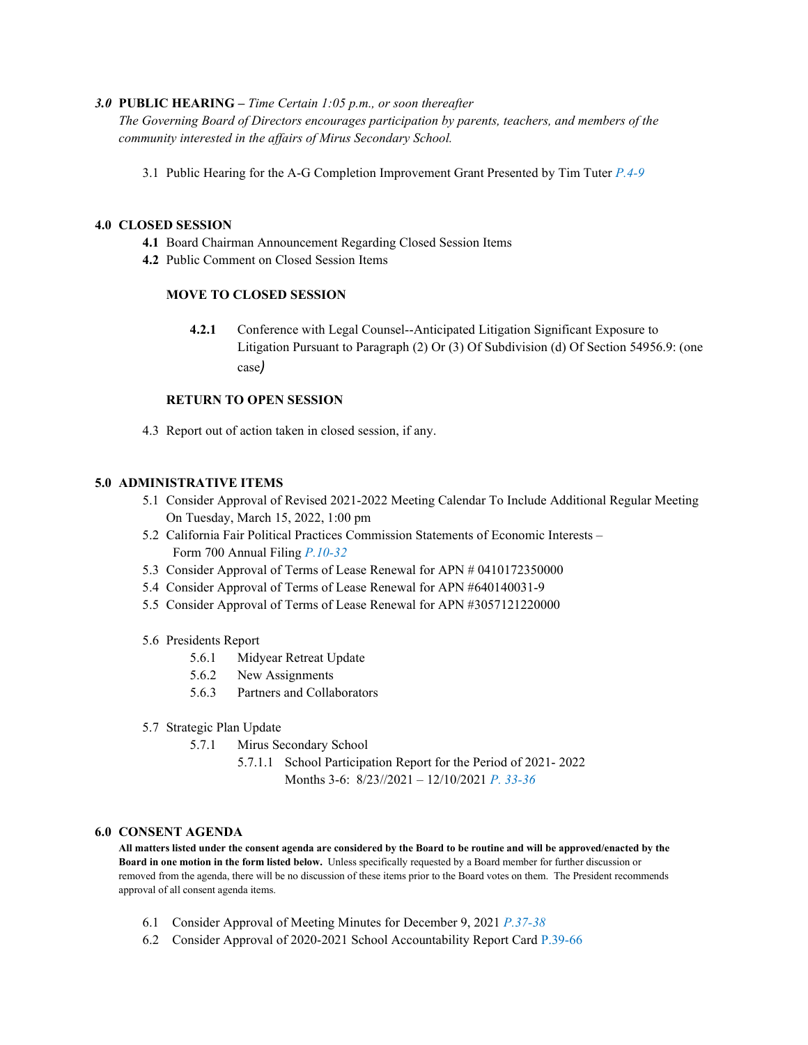## ***3.0*** **PUBLIC HEARING –** *Time Certain 1:05 p.m., or soon thereafter*

*The Governing Board of Directors encourages participation by parents, teachers, and members of the community interested in the affairs of Mirus Secondary School.*

3.1 Public Hearing for the A-G Completion Improvement Grant Presented by Tim Tuter *P.4-9*

## 4.0 CLOSED SESSION

**4.1** Board Chairman Announcement Regarding Closed Session Items

**4.2** Public Comment on Closed Session Items

**MOVE TO CLOSED SESSION**

**4.2.1** Conference with Legal Counsel--Anticipated Litigation Significant Exposure to Litigation Pursuant to Paragraph (2) Or (3) Of Subdivision (d) Of Section 54956.9: (one case)

**RETURN TO OPEN SESSION**

4.3 Report out of action taken in closed session, if any.

## 5.0 ADMINISTRATIVE ITEMS

5.1 Consider Approval of Revised 2021-2022 Meeting Calendar To Include Additional Regular Meeting On Tuesday, March 15, 2022, 1:00 pm

5.2 California Fair Political Practices Commission Statements of Economic Interests – Form 700 Annual Filing *P.10-32*

5.3 Consider Approval of Terms of Lease Renewal for APN # 0410172350000

5.4 Consider Approval of Terms of Lease Renewal for APN #640140031-9

5.5 Consider Approval of Terms of Lease Renewal for APN #3057121220000

5.6 Presidents Report

- 5.6.1 Midyear Retreat Update
- 5.6.2 New Assignments
- 5.6.3 Partners and Collaborators

5.7 Strategic Plan Update

- 5.7.1 Mirus Secondary School
  - 5.7.1.1 School Participation Report for the Period of 2021- 2022 Months 3-6: 8/23//2021 – 12/10/2021 *P. 33-36*

## 6.0 CONSENT AGENDA

**All matters listed under the consent agenda are considered by the Board to be routine and will be approved/enacted by the Board in one motion in the form listed below.** Unless specifically requested by a Board member for further discussion or removed from the agenda, there will be no discussion of these items prior to the Board votes on them. The President recommends approval of all consent agenda items.

6.1 Consider Approval of Meeting Minutes for December 9, 2021 *P.37-38*

6.2 Consider Approval of 2020-2021 School Accountability Report Card P.39-66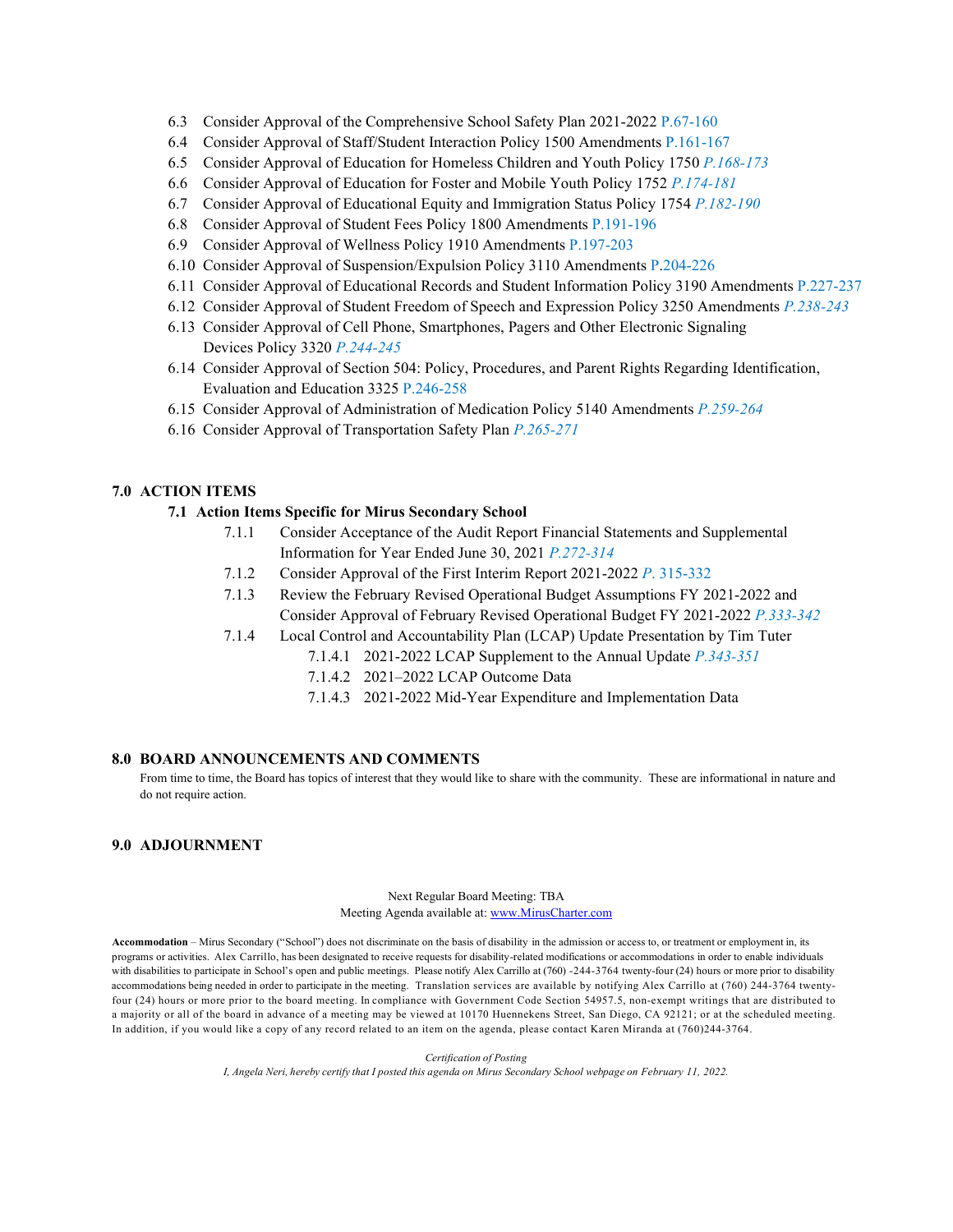6.3 Consider Approval of the Comprehensive School Safety Plan 2021-2022 P.67-160

6.4 Consider Approval of Staff/Student Interaction Policy 1500 Amendments P.161-167

6.5 Consider Approval of Education for Homeless Children and Youth Policy 1750 *P.168-173*

6.6 Consider Approval of Education for Foster and Mobile Youth Policy 1752 *P.174-181*

6.7 Consider Approval of Educational Equity and Immigration Status Policy 1754 *P.182-190*

6.8 Consider Approval of Student Fees Policy 1800 Amendments P.191-196

6.9 Consider Approval of Wellness Policy 1910 Amendments P.197-203

6.10 Consider Approval of Suspension/Expulsion Policy 3110 Amendments P.204-226

6.11 Consider Approval of Educational Records and Student Information Policy 3190 Amendments P.227-237

6.12 Consider Approval of Student Freedom of Speech and Expression Policy 3250 Amendments *P.238-243*

6.13 Consider Approval of Cell Phone, Smartphones, Pagers and Other Electronic Signaling Devices Policy 3320 *P.244-245*

6.14 Consider Approval of Section 504: Policy, Procedures, and Parent Rights Regarding Identification, Evaluation and Education 3325 P.246-258

6.15 Consider Approval of Administration of Medication Policy 5140 Amendments *P.259-264*

6.16 Consider Approval of Transportation Safety Plan *P.265-271*

## 7.0 ACTION ITEMS

### 7.1 Action Items Specific for Mirus Secondary School

7.1.1 Consider Acceptance of the Audit Report Financial Statements and Supplemental Information for Year Ended June 30, 2021 *P.272-314*

7.1.2 Consider Approval of the First Interim Report 2021-2022 *P.* 315-332

7.1.3 Review the February Revised Operational Budget Assumptions FY 2021-2022 and Consider Approval of February Revised Operational Budget FY 2021-2022 *P.333-342*

7.1.4 Local Control and Accountability Plan (LCAP) Update Presentation by Tim Tuter

- 7.1.4.1 2021-2022 LCAP Supplement to the Annual Update *P.343-351*
- 7.1.4.2 2021–2022 LCAP Outcome Data
- 7.1.4.3 2021-2022 Mid-Year Expenditure and Implementation Data

## 8.0 BOARD ANNOUNCEMENTS AND COMMENTS

From time to time, the Board has topics of interest that they would like to share with the community. These are informational in nature and do not require action.

## 9.0 ADJOURNMENT

Next Regular Board Meeting: TBA

Meeting Agenda available at: www.MirusCharter.com

**Accommodation** – Mirus Secondary ("School") does not discriminate on the basis of disability in the admission or access to, or treatment or employment in, its programs or activities. Alex Carrillo, has been designated to receive requests for disability-related modifications or accommodations in order to enable individuals with disabilities to participate in School's open and public meetings. Please notify Alex Carrillo at (760) -244-3764 twenty-four (24) hours or more prior to disability accommodations being needed in order to participate in the meeting. Translation services are available by notifying Alex Carrillo at (760) 244-3764 twenty-four (24) hours or more prior to the board meeting. In compliance with Government Code Section 54957.5, non-exempt writings that are distributed to a majority or all of the board in advance of a meeting may be viewed at 10170 Huennekens Street, San Diego, CA 92121; or at the scheduled meeting. In addition, if you would like a copy of any record related to an item on the agenda, please contact Karen Miranda at (760)244-3764.

*Certification of Posting*

*I, Angela Neri, hereby certify that I posted this agenda on Mirus Secondary School webpage on February 11, 2022.*